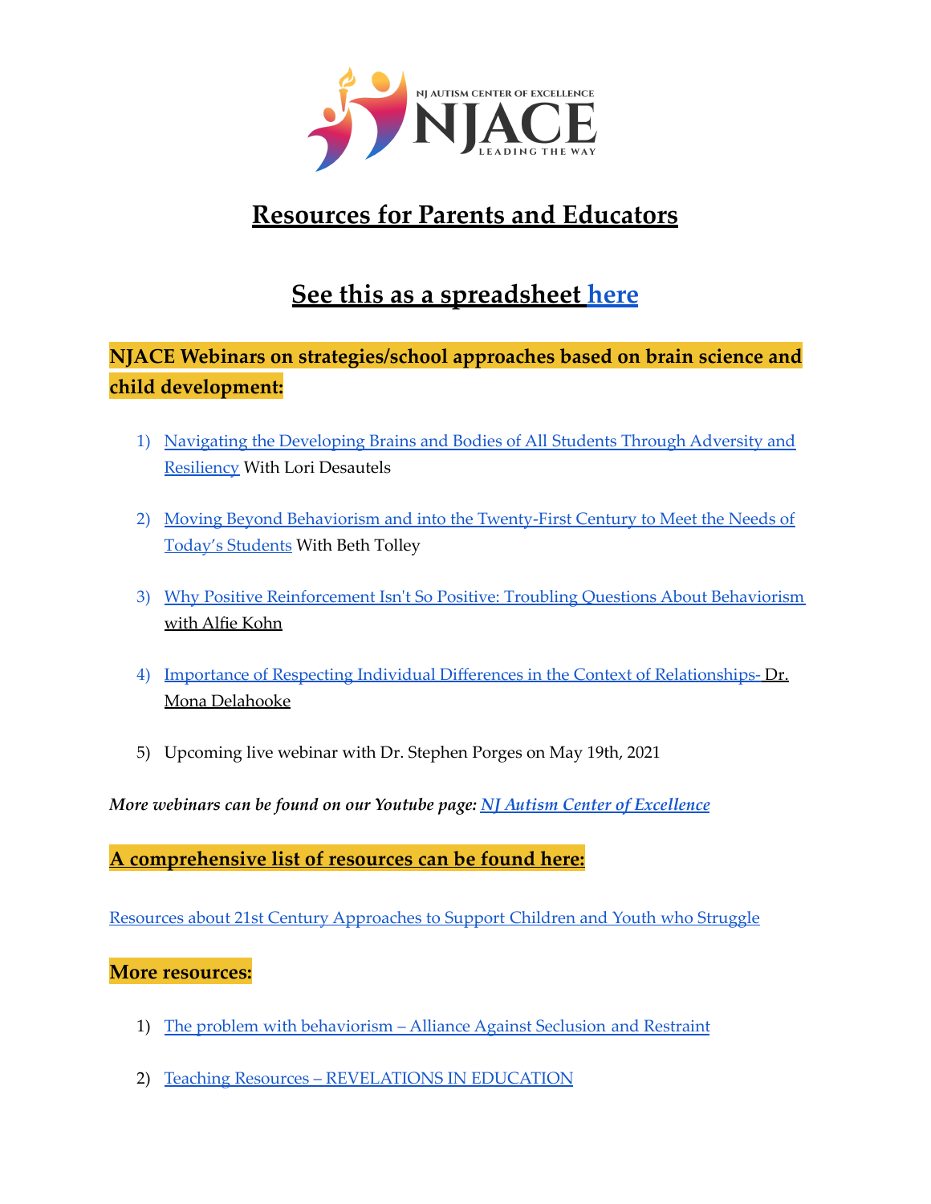# Resources for Parents and Educators

## See this as a spreadsheet here

**NJACE Webinars on strategies/school approaches based on brain science and child development:**

1) Navigating the Developing Brains and Bodies of All Students Through Adversity and Resiliency With Lori Desautels

2) Moving Beyond Behaviorism and into the Twenty-First Century to Meet the Needs of Today's Students With Beth Tolley

3) Why Positive Reinforcement Isn't So Positive: Troubling Questions About Behaviorism with Alfie Kohn

4) Importance of Respecting Individual Differences in the Context of Relationships- Dr. Mona Delahooke

5) Upcoming live webinar with Dr. Stephen Porges on May 19th, 2021

***More webinars can be found on our Youtube page: NJ Autism Center of Excellence***

**A comprehensive list of resources can be found here:**

Resources about 21st Century Approaches to Support Children and Youth who Struggle

**More resources:**

1) The problem with behaviorism – Alliance Against Seclusion and Restraint

2) Teaching Resources – REVELATIONS IN EDUCATION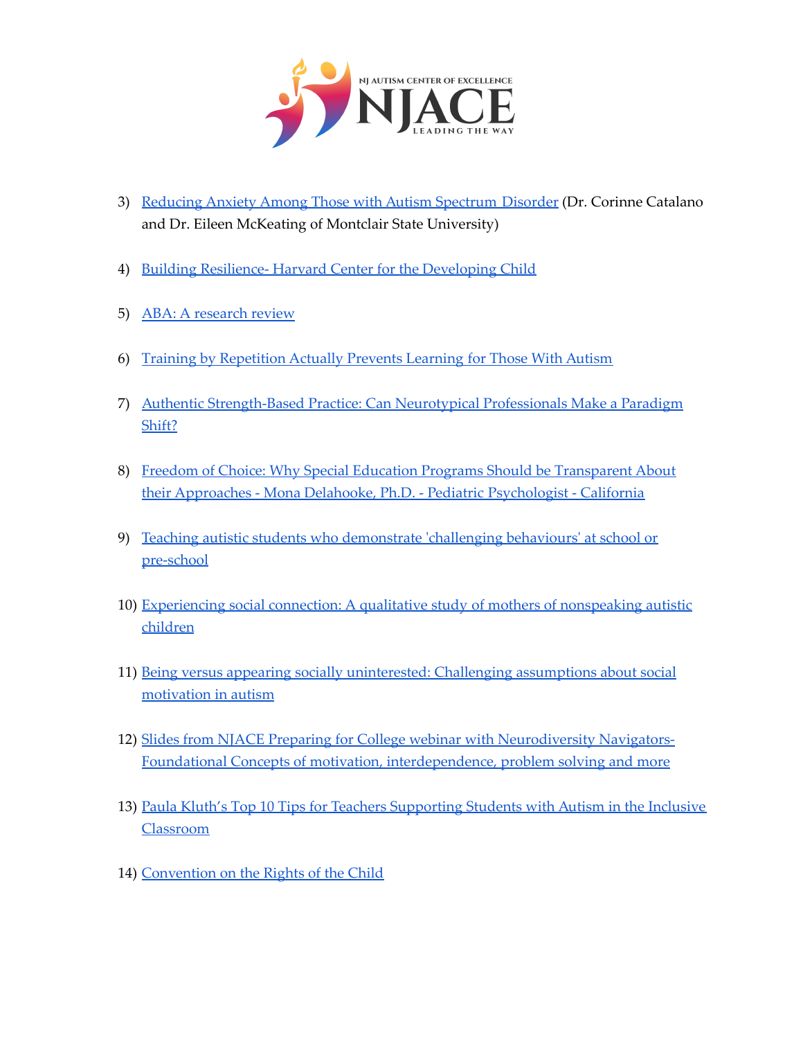3) Reducing Anxiety Among Those with Autism Spectrum Disorder (Dr. Corinne Catalano and Dr. Eileen McKeating of Montclair State University)

4) Building Resilience- Harvard Center for the Developing Child

5) ABA: A research review

6) Training by Repetition Actually Prevents Learning for Those With Autism

7) Authentic Strength-Based Practice: Can Neurotypical Professionals Make a Paradigm Shift?

8) Freedom of Choice: Why Special Education Programs Should be Transparent About their Approaches - Mona Delahooke, Ph.D. - Pediatric Psychologist - California

9) Teaching autistic students who demonstrate 'challenging behaviours' at school or pre-school

10) Experiencing social connection: A qualitative study of mothers of nonspeaking autistic children

11) Being versus appearing socially uninterested: Challenging assumptions about social motivation in autism

12) Slides from NJACE Preparing for College webinar with Neurodiversity Navigators- Foundational Concepts of motivation, interdependence, problem solving and more

13) Paula Kluth's Top 10 Tips for Teachers Supporting Students with Autism in the Inclusive Classroom

14) Convention on the Rights of the Child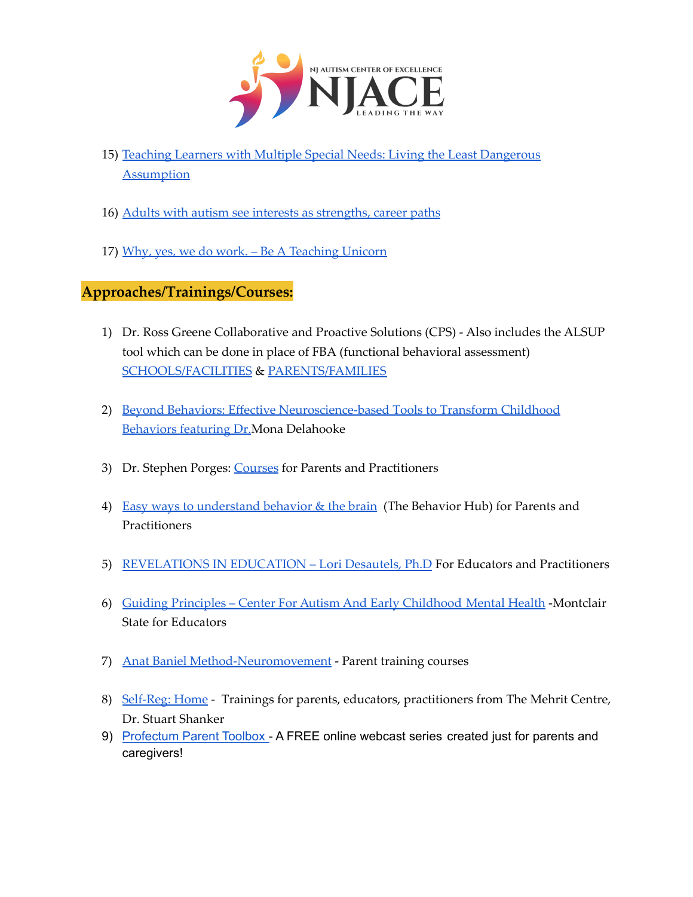15) Teaching Learners with Multiple Special Needs: Living the Least Dangerous Assumption

16) Adults with autism see interests as strengths, career paths

17) Why, yes, we do work. – Be A Teaching Unicorn

## Approaches/Trainings/Courses:

1) Dr. Ross Greene Collaborative and Proactive Solutions (CPS) - Also includes the ALSUP tool which can be done in place of FBA (functional behavioral assessment) SCHOOLS/FACILITIES & PARENTS/FAMILIES

2) Beyond Behaviors: Effective Neuroscience-based Tools to Transform Childhood Behaviors featuring Dr.Mona Delahooke

3) Dr. Stephen Porges: Courses for Parents and Practitioners

4) Easy ways to understand behavior & the brain (The Behavior Hub) for Parents and Practitioners

5) REVELATIONS IN EDUCATION – Lori Desautels, Ph.D For Educators and Practitioners

6) Guiding Principles – Center For Autism And Early Childhood Mental Health -Montclair State for Educators

7) Anat Baniel Method-Neuromovement - Parent training courses

8) Self-Reg: Home - Trainings for parents, educators, practitioners from The Mehrit Centre, Dr. Stuart Shanker

9) Profectum Parent Toolbox - A FREE online webcast series created just for parents and caregivers!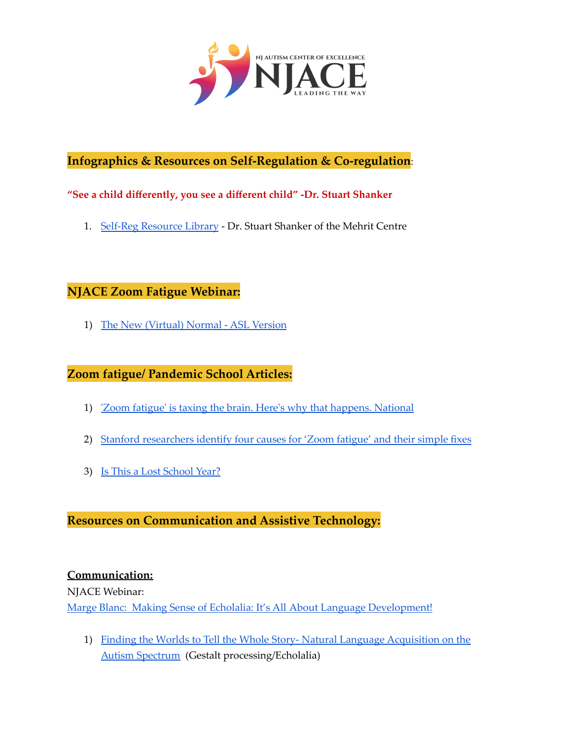## Infographics & Resources on Self-Regulation & Co-regulation:

**"See a child differently, you see a different child" -Dr. Stuart Shanker**

1. Self-Reg Resource Library - Dr. Stuart Shanker of the Mehrit Centre

## NJACE Zoom Fatigue Webinar:

1) The New (Virtual) Normal - ASL Version

## Zoom fatigue/ Pandemic School Articles:

1) 'Zoom fatigue' is taxing the brain. Here's why that happens. National
2) Stanford researchers identify four causes for 'Zoom fatigue' and their simple fixes
3) Is This a Lost School Year?

## Resources on Communication and Assistive Technology:

### Communication:

NJACE Webinar:
Marge Blanc: Making Sense of Echolalia: It's All About Language Development!

1) Finding the Worlds to Tell the Whole Story- Natural Language Acquisition on the Autism Spectrum (Gestalt processing/Echolalia)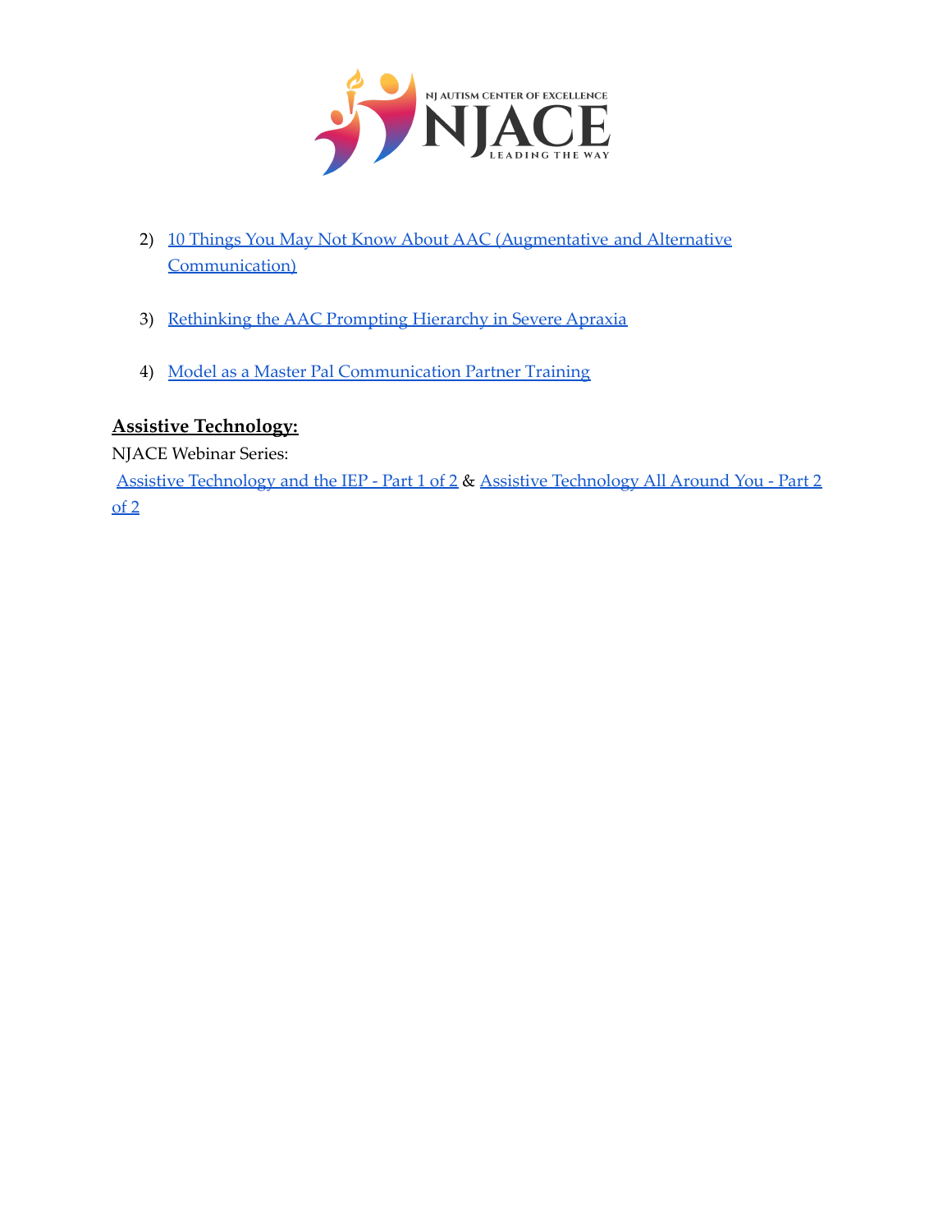2) 10 Things You May Not Know About AAC (Augmentative and Alternative Communication)

3) Rethinking the AAC Prompting Hierarchy in Severe Apraxia

4) Model as a Master Pal Communication Partner Training

## **Assistive Technology:**

NJACE Webinar Series:

Assistive Technology and the IEP - Part 1 of 2 & Assistive Technology All Around You - Part 2 of 2